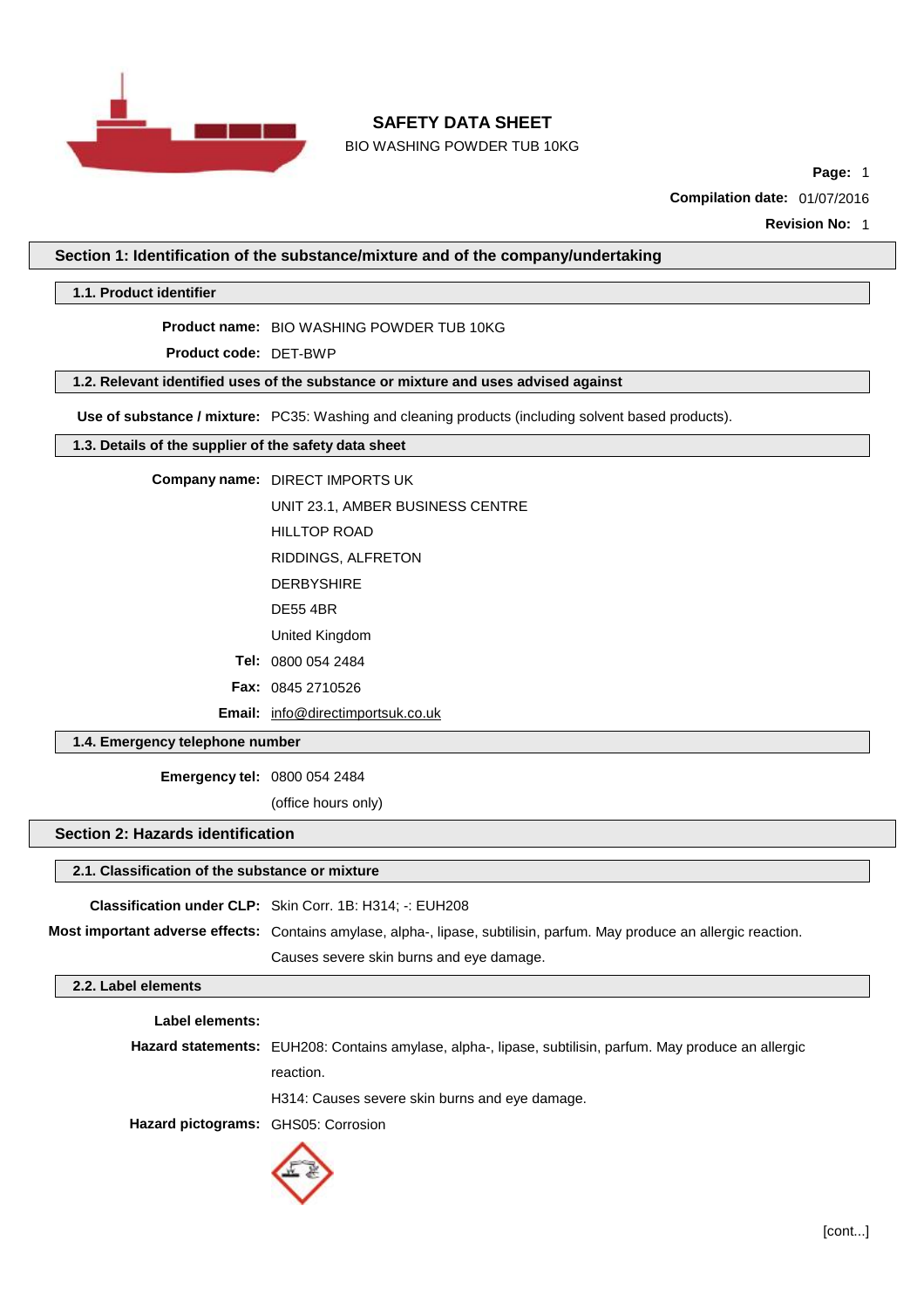# SAFETY DATA SHEET

BIO WASHING POWDER TUB 10KG

**Compilation date:** 01/07/2016

**Revision No:** 1

## Section 1: Identification of the substance/mixture and of the company/undertaking

### 1.1. Product identifier

**Product name:** BIO WASHING POWDER TUB 10KG

**Product code:** DET-BWP

### 1.2. Relevant identified uses of the substance or mixture and uses advised against

**Use of substance / mixture:** PC35: Washing and cleaning products (including solvent based products).

### 1.3. Details of the supplier of the safety data sheet

**Company name:** DIRECT IMPORTS UK
UNIT 23.1, AMBER BUSINESS CENTRE
HILLTOP ROAD
RIDDINGS, ALFRETON
DERBYSHIRE
DE55 4BR
United Kingdom

**Tel:** 0800 054 2484

**Fax:** 0845 2710526

**Email:** info@directimportsuk.co.uk

### 1.4. Emergency telephone number

**Emergency tel:** 0800 054 2484
(office hours only)

## Section 2: Hazards identification

### 2.1. Classification of the substance or mixture

**Classification under CLP:** Skin Corr. 1B: H314; -: EUH208

**Most important adverse effects:** Contains amylase, alpha-, lipase, subtilisin, parfum. May produce an allergic reaction. Causes severe skin burns and eye damage.

### 2.2. Label elements

**Label elements:**

**Hazard statements:** EUH208: Contains amylase, alpha-, lipase, subtilisin, parfum. May produce an allergic reaction.
H314: Causes severe skin burns and eye damage.

**Hazard pictograms:** GHS05: Corrosion

[cont...]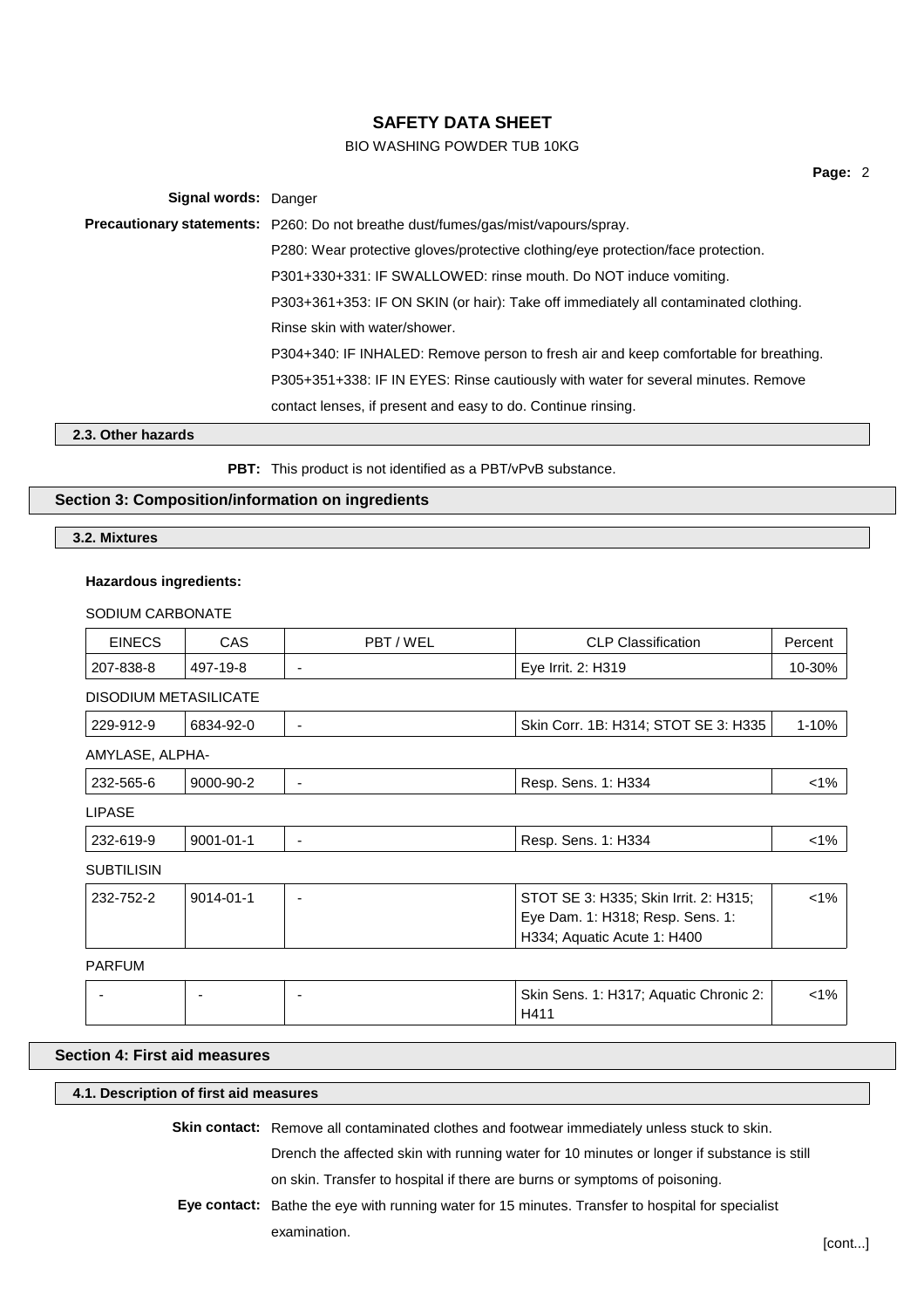**Signal words:** Danger

**Precautionary statements:** P260: Do not breathe dust/fumes/gas/mist/vapours/spray.

P280: Wear protective gloves/protective clothing/eye protection/face protection.

P301+330+331: IF SWALLOWED: rinse mouth. Do NOT induce vomiting.

P303+361+353: IF ON SKIN (or hair): Take off immediately all contaminated clothing. Rinse skin with water/shower.

P304+340: IF INHALED: Remove person to fresh air and keep comfortable for breathing.

P305+351+338: IF IN EYES: Rinse cautiously with water for several minutes. Remove contact lenses, if present and easy to do. Continue rinsing.

### 2.3. Other hazards

**PBT:** This product is not identified as a PBT/vPvB substance.

## Section 3: Composition/information on ingredients

### 3.2. Mixtures

**Hazardous ingredients:**

SODIUM CARBONATE

| EINECS | CAS | PBT / WEL | CLP Classification | Percent |
|---|---|---|---|---|
| 207-838-8 | 497-19-8 | - | Eye Irrit. 2: H319 | 10-30% |

DISODIUM METASILICATE

| EINECS | CAS | PBT / WEL | CLP Classification | Percent |
|---|---|---|---|---|
| 229-912-9 | 6834-92-0 | - | Skin Corr. 1B: H314; STOT SE 3: H335 | 1-10% |

AMYLASE, ALPHA-

| EINECS | CAS | PBT / WEL | CLP Classification | Percent |
|---|---|---|---|---|
| 232-565-6 | 9000-90-2 | - | Resp. Sens. 1: H334 | <1% |

LIPASE

| EINECS | CAS | PBT / WEL | CLP Classification | Percent |
|---|---|---|---|---|
| 232-619-9 | 9001-01-1 | - | Resp. Sens. 1: H334 | <1% |

SUBTILISIN

| EINECS | CAS | PBT / WEL | CLP Classification | Percent |
|---|---|---|---|---|
| 232-752-2 | 9014-01-1 | - | STOT SE 3: H335; Skin Irrit. 2: H315; Eye Dam. 1: H318; Resp. Sens. 1: H334; Aquatic Acute 1: H400 | <1% |

PARFUM

| EINECS | CAS | PBT / WEL | CLP Classification | Percent |
|---|---|---|---|---|
| - | - | - | Skin Sens. 1: H317; Aquatic Chronic 2: H411 | <1% |

## Section 4: First aid measures

### 4.1. Description of first aid measures

**Skin contact:** Remove all contaminated clothes and footwear immediately unless stuck to skin. Drench the affected skin with running water for 10 minutes or longer if substance is still on skin. Transfer to hospital if there are burns or symptoms of poisoning.

**Eye contact:** Bathe the eye with running water for 15 minutes. Transfer to hospital for specialist examination.

[cont...]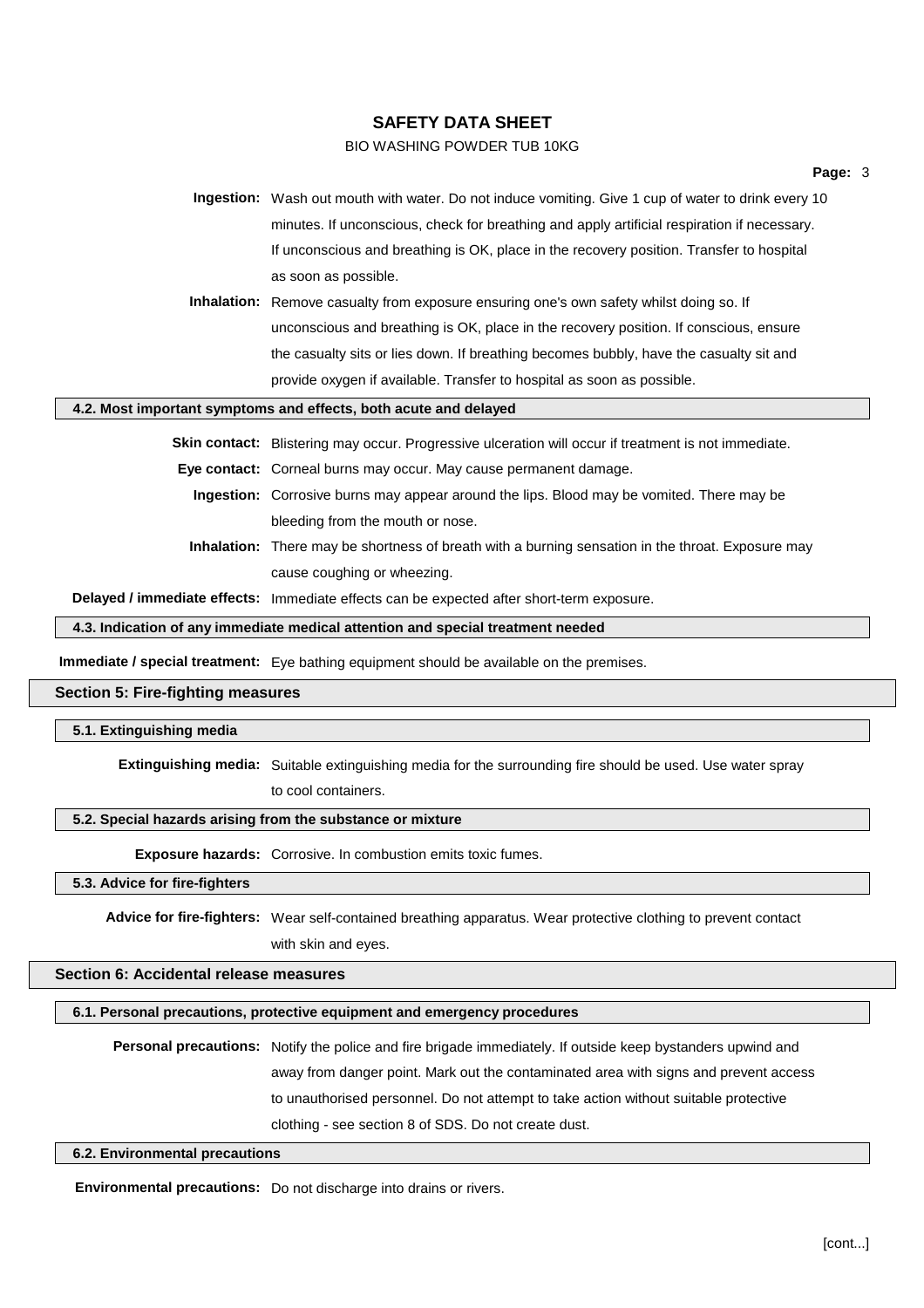**Ingestion:** Wash out mouth with water. Do not induce vomiting. Give 1 cup of water to drink every 10 minutes. If unconscious, check for breathing and apply artificial respiration if necessary. If unconscious and breathing is OK, place in the recovery position. Transfer to hospital as soon as possible.

**Inhalation:** Remove casualty from exposure ensuring one's own safety whilst doing so. If unconscious and breathing is OK, place in the recovery position. If conscious, ensure the casualty sits or lies down. If breathing becomes bubbly, have the casualty sit and provide oxygen if available. Transfer to hospital as soon as possible.

### 4.2. Most important symptoms and effects, both acute and delayed

**Skin contact:** Blistering may occur. Progressive ulceration will occur if treatment is not immediate.

**Eye contact:** Corneal burns may occur. May cause permanent damage.

**Ingestion:** Corrosive burns may appear around the lips. Blood may be vomited. There may be bleeding from the mouth or nose.

**Inhalation:** There may be shortness of breath with a burning sensation in the throat. Exposure may cause coughing or wheezing.

**Delayed / immediate effects:** Immediate effects can be expected after short-term exposure.

### 4.3. Indication of any immediate medical attention and special treatment needed

**Immediate / special treatment:** Eye bathing equipment should be available on the premises.

## Section 5: Fire-fighting measures

### 5.1. Extinguishing media

**Extinguishing media:** Suitable extinguishing media for the surrounding fire should be used. Use water spray to cool containers.

### 5.2. Special hazards arising from the substance or mixture

**Exposure hazards:** Corrosive. In combustion emits toxic fumes.

### 5.3. Advice for fire-fighters

**Advice for fire-fighters:** Wear self-contained breathing apparatus. Wear protective clothing to prevent contact with skin and eyes.

## Section 6: Accidental release measures

### 6.1. Personal precautions, protective equipment and emergency procedures

**Personal precautions:** Notify the police and fire brigade immediately. If outside keep bystanders upwind and away from danger point. Mark out the contaminated area with signs and prevent access to unauthorised personnel. Do not attempt to take action without suitable protective clothing - see section 8 of SDS. Do not create dust.

### 6.2. Environmental precautions

**Environmental precautions:** Do not discharge into drains or rivers.

[cont...]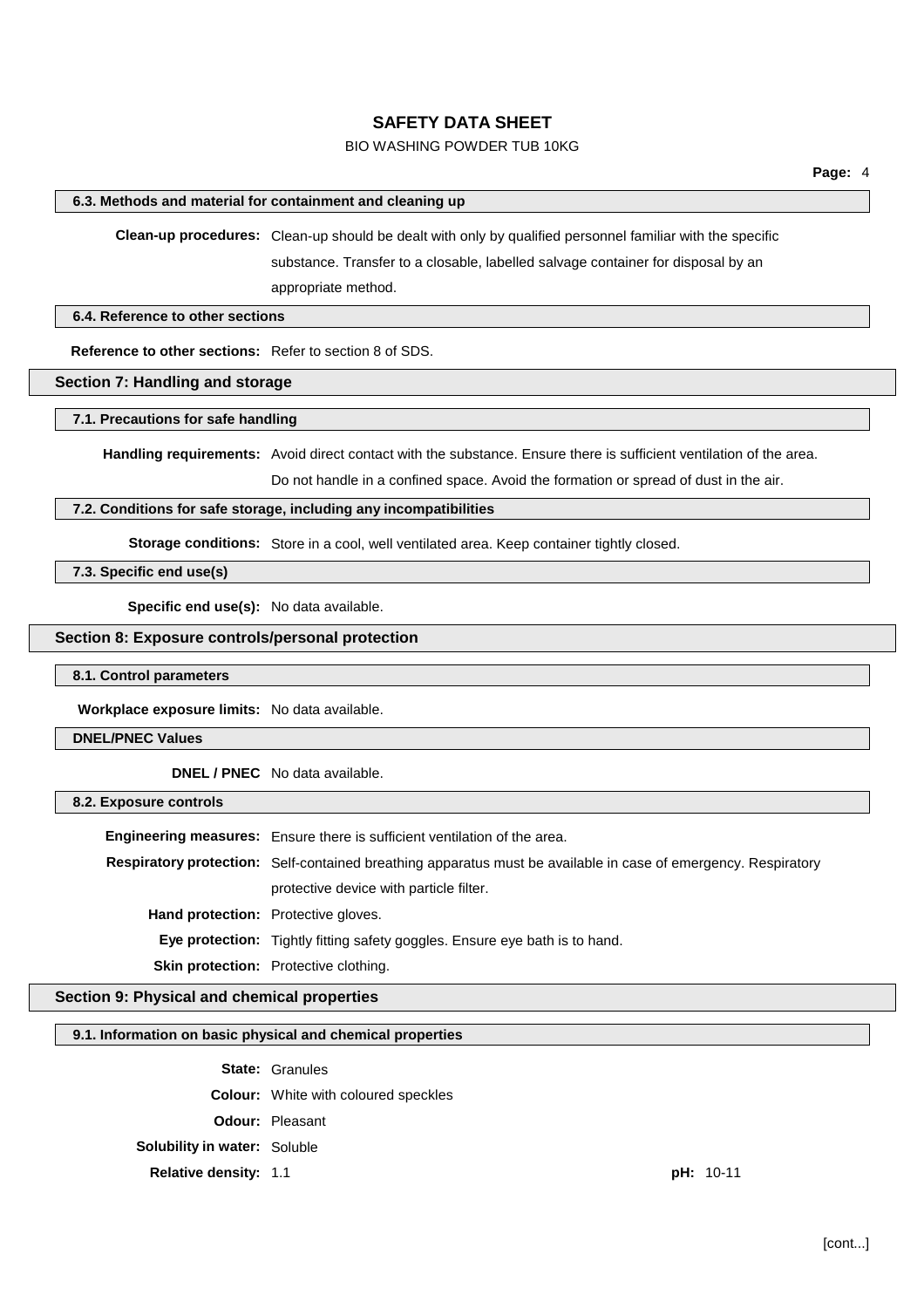### 6.3. Methods and material for containment and cleaning up

**Clean-up procedures:** Clean-up should be dealt with only by qualified personnel familiar with the specific substance. Transfer to a closable, labelled salvage container for disposal by an appropriate method.

### 6.4. Reference to other sections

**Reference to other sections:** Refer to section 8 of SDS.

## Section 7: Handling and storage

### 7.1. Precautions for safe handling

**Handling requirements:** Avoid direct contact with the substance. Ensure there is sufficient ventilation of the area. Do not handle in a confined space. Avoid the formation or spread of dust in the air.

### 7.2. Conditions for safe storage, including any incompatibilities

**Storage conditions:** Store in a cool, well ventilated area. Keep container tightly closed.

### 7.3. Specific end use(s)

**Specific end use(s):** No data available.

## Section 8: Exposure controls/personal protection

### 8.1. Control parameters

**Workplace exposure limits:** No data available.

### DNEL/PNEC Values

**DNEL / PNEC** No data available.

### 8.2. Exposure controls

**Engineering measures:** Ensure there is sufficient ventilation of the area.

**Respiratory protection:** Self-contained breathing apparatus must be available in case of emergency. Respiratory protective device with particle filter.

**Hand protection:** Protective gloves.

**Eye protection:** Tightly fitting safety goggles. Ensure eye bath is to hand.

**Skin protection:** Protective clothing.

## Section 9: Physical and chemical properties

### 9.1. Information on basic physical and chemical properties

**State:** Granules

**Colour:** White with coloured speckles

**Odour:** Pleasant

**Solubility in water:** Soluble

**Relative density:** 1.1

**pH:** 10-11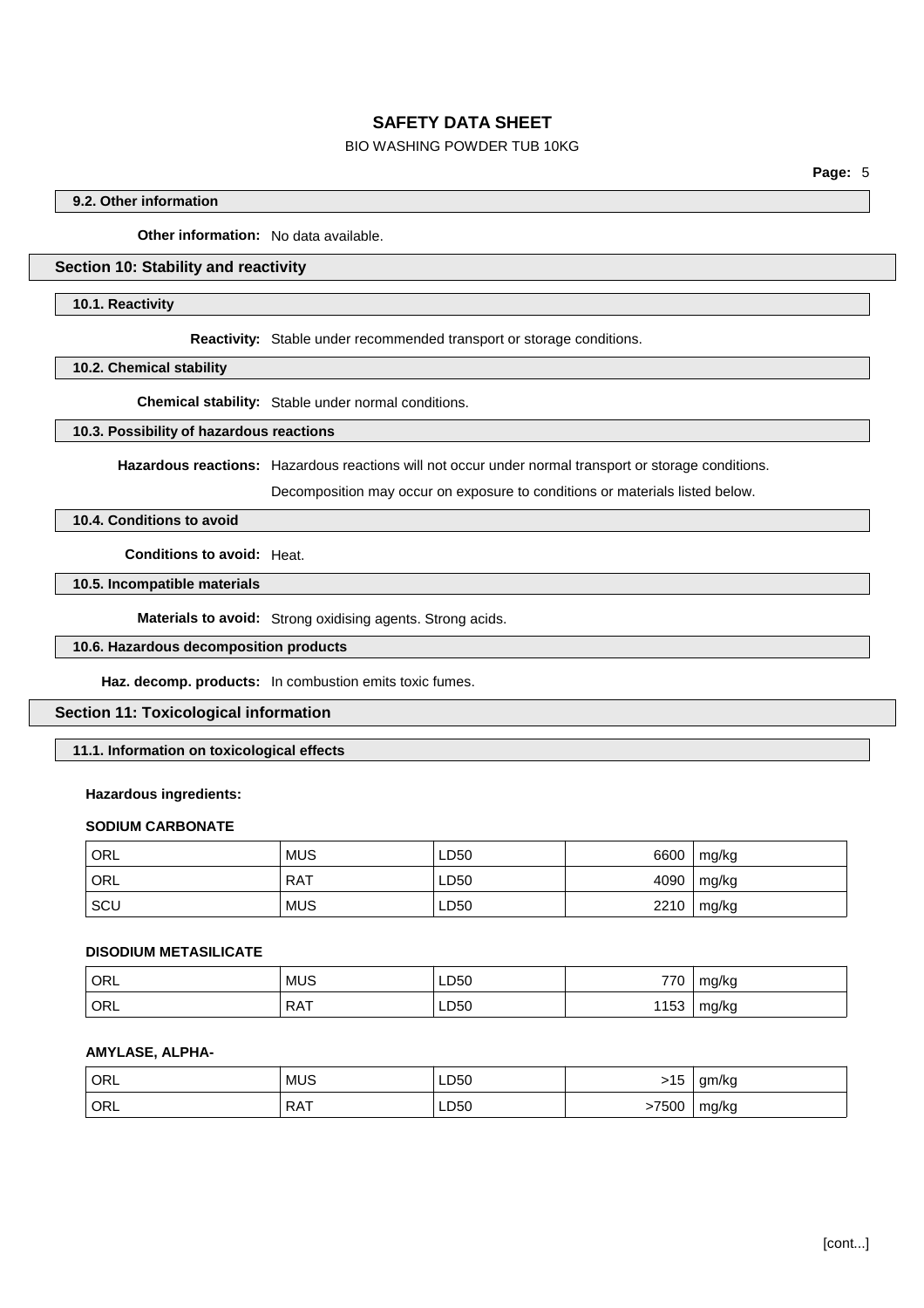### 9.2. Other information

**Other information:** No data available.

## Section 10: Stability and reactivity

### 10.1. Reactivity

**Reactivity:** Stable under recommended transport or storage conditions.

### 10.2. Chemical stability

**Chemical stability:** Stable under normal conditions.

### 10.3. Possibility of hazardous reactions

**Hazardous reactions:** Hazardous reactions will not occur under normal transport or storage conditions.

Decomposition may occur on exposure to conditions or materials listed below.

### 10.4. Conditions to avoid

**Conditions to avoid:** Heat.

### 10.5. Incompatible materials

**Materials to avoid:** Strong oxidising agents. Strong acids.

### 10.6. Hazardous decomposition products

**Haz. decomp. products:** In combustion emits toxic fumes.

## Section 11: Toxicological information

### 11.1. Information on toxicological effects

**Hazardous ingredients:**

**SODIUM CARBONATE**

| | | | | |
|---|---|---|---|---|
| ORL | MUS | LD50 | 6600 | mg/kg |
| ORL | RAT | LD50 | 4090 | mg/kg |
| SCU | MUS | LD50 | 2210 | mg/kg |

**DISODIUM METASILICATE**

| | | | | |
|---|---|---|---|---|
| ORL | MUS | LD50 | 770 | mg/kg |
| ORL | RAT | LD50 | 1153 | mg/kg |

**AMYLASE, ALPHA-**

| | | | | |
|---|---|---|---|---|
| ORL | MUS | LD50 | >15 | gm/kg |
| ORL | RAT | LD50 | >7500 | mg/kg |

[cont...]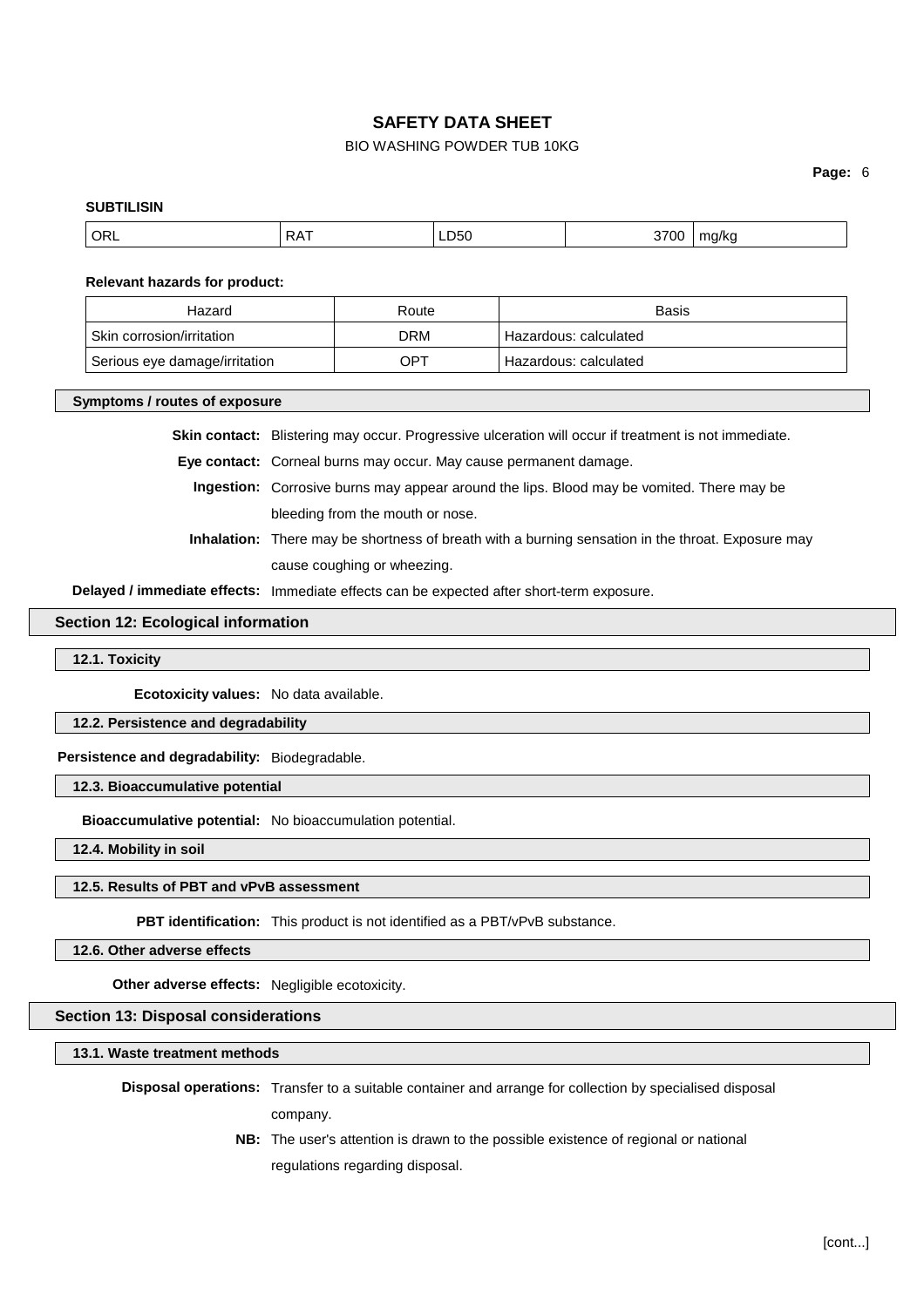**SUBTILISIN**

| ORL | RAT | LD50 | 3700 | mg/kg |
|---|---|---|---|---|

**Relevant hazards for product:**

| Hazard | Route | Basis |
|---|---|---|
| Skin corrosion/irritation | DRM | Hazardous: calculated |
| Serious eye damage/irritation | OPT | Hazardous: calculated |

### Symptoms / routes of exposure

**Skin contact:** Blistering may occur. Progressive ulceration will occur if treatment is not immediate.

**Eye contact:** Corneal burns may occur. May cause permanent damage.

**Ingestion:** Corrosive burns may appear around the lips. Blood may be vomited. There may be bleeding from the mouth or nose.

**Inhalation:** There may be shortness of breath with a burning sensation in the throat. Exposure may cause coughing or wheezing.

**Delayed / immediate effects:** Immediate effects can be expected after short-term exposure.

## Section 12: Ecological information

### 12.1. Toxicity

**Ecotoxicity values:** No data available.

### 12.2. Persistence and degradability

**Persistence and degradability:** Biodegradable.

### 12.3. Bioaccumulative potential

**Bioaccumulative potential:** No bioaccumulation potential.

### 12.4. Mobility in soil

### 12.5. Results of PBT and vPvB assessment

**PBT identification:** This product is not identified as a PBT/vPvB substance.

### 12.6. Other adverse effects

**Other adverse effects:** Negligible ecotoxicity.

## Section 13: Disposal considerations

### 13.1. Waste treatment methods

**Disposal operations:** Transfer to a suitable container and arrange for collection by specialised disposal company.

**NB:** The user's attention is drawn to the possible existence of regional or national regulations regarding disposal.

[cont...]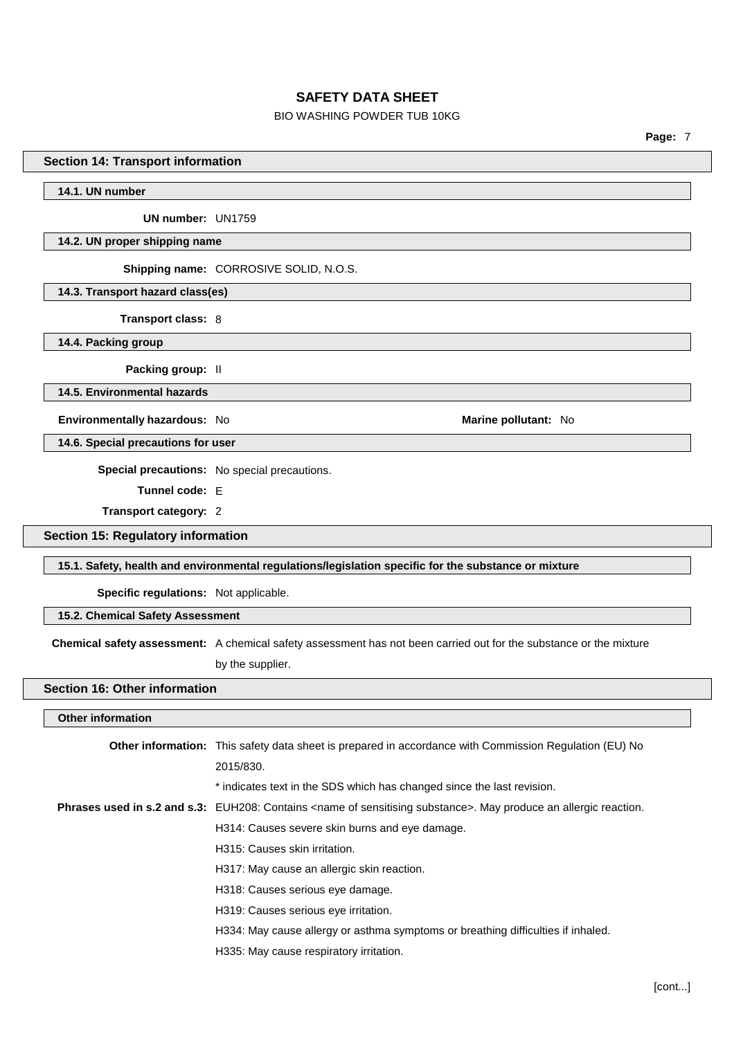## Section 14: Transport information

### 14.1. UN number

**UN number:** UN1759

### 14.2. UN proper shipping name

**Shipping name:** CORROSIVE SOLID, N.O.S.

### 14.3. Transport hazard class(es)

**Transport class:** 8

### 14.4. Packing group

**Packing group:** II

### 14.5. Environmental hazards

**Environmentally hazardous:** No

**Marine pollutant:** No

### 14.6. Special precautions for user

**Special precautions:** No special precautions.

**Tunnel code:** E

**Transport category:** 2

## Section 15: Regulatory information

### 15.1. Safety, health and environmental regulations/legislation specific for the substance or mixture

**Specific regulations:** Not applicable.

### 15.2. Chemical Safety Assessment

**Chemical safety assessment:** A chemical safety assessment has not been carried out for the substance or the mixture by the supplier.

## Section 16: Other information

### Other information

**Other information:** This safety data sheet is prepared in accordance with Commission Regulation (EU) No 2015/830.

* indicates text in the SDS which has changed since the last revision.

**Phrases used in s.2 and s.3:** EUH208: Contains <name of sensitising substance>. May produce an allergic reaction.

H314: Causes severe skin burns and eye damage.

H315: Causes skin irritation.

H317: May cause an allergic skin reaction.

H318: Causes serious eye damage.

H319: Causes serious eye irritation.

H334: May cause allergy or asthma symptoms or breathing difficulties if inhaled.

H335: May cause respiratory irritation.

[cont...]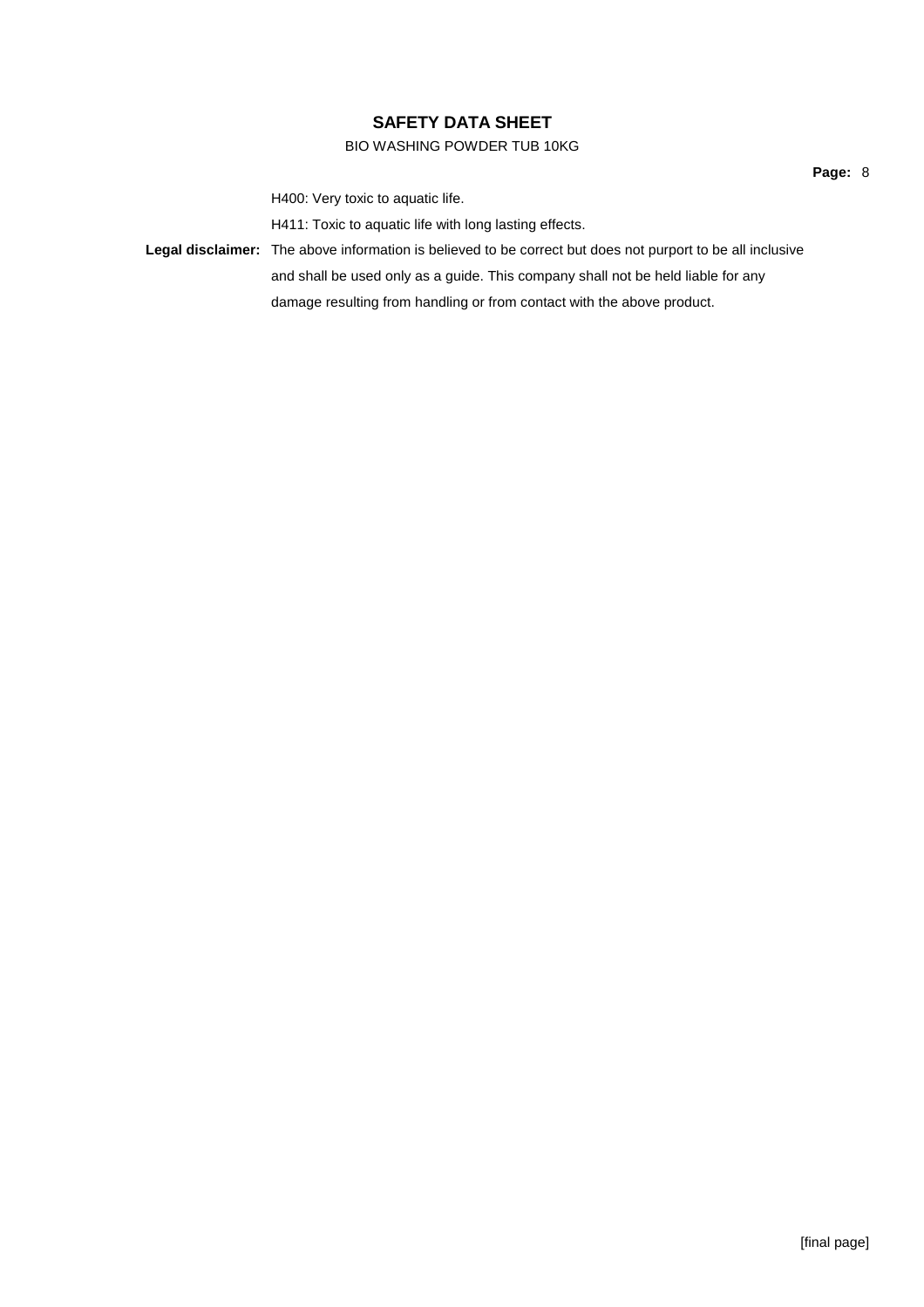H400: Very toxic to aquatic life.

H411: Toxic to aquatic life with long lasting effects.

**Legal disclaimer:** The above information is believed to be correct but does not purport to be all inclusive and shall be used only as a guide. This company shall not be held liable for any damage resulting from handling or from contact with the above product.

[final page]